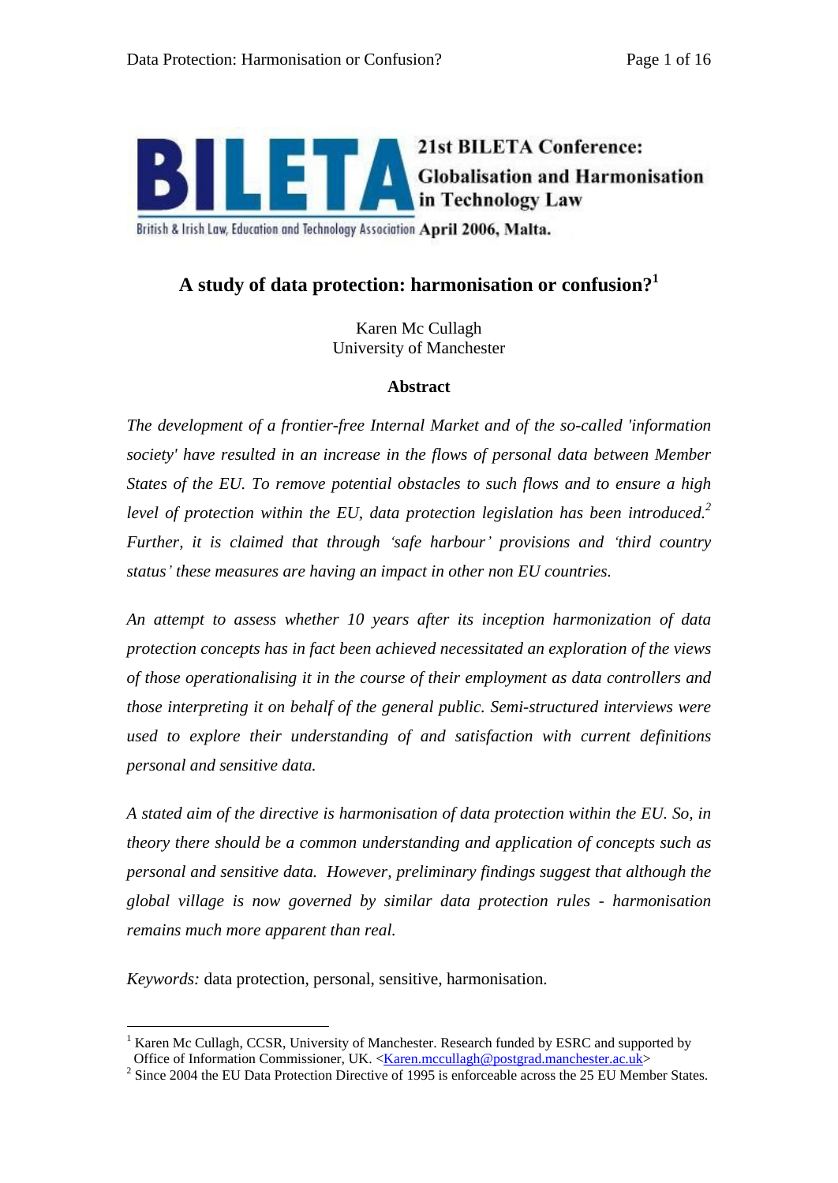**21st BILETA Conference: Globalisation and Harmonisation in Technology Law**

British & Irish Law, Education and Technology Association April 2006, Malta.

# A study of data protection: harmonisation or confusion?[1]

Karen Mc Cullagh
University of Manchester

### Abstract

*The development of a frontier-free Internal Market and of the so-called 'information society' have resulted in an increase in the flows of personal data between Member States of the EU. To remove potential obstacles to such flows and to ensure a high level of protection within the EU, data protection legislation has been introduced.[2] Further, it is claimed that through 'safe harbour' provisions and 'third country status' these measures are having an impact in other non EU countries.*

*An attempt to assess whether 10 years after its inception harmonization of data protection concepts has in fact been achieved necessitated an exploration of the views of those operationalising it in the course of their employment as data controllers and those interpreting it on behalf of the general public. Semi-structured interviews were used to explore their understanding of and satisfaction with current definitions personal and sensitive data.*

*A stated aim of the directive is harmonisation of data protection within the EU. So, in theory there should be a common understanding and application of concepts such as personal and sensitive data. However, preliminary findings suggest that although the global village is now governed by similar data protection rules - harmonisation remains much more apparent than real.*

*Keywords:* data protection, personal, sensitive, harmonisation.

---

[1] Karen Mc Cullagh, CCSR, University of Manchester. Research funded by ESRC and supported by Office of Information Commissioner, UK. <Karen.mccullagh@postgrad.manchester.ac.uk>

[2] Since 2004 the EU Data Protection Directive of 1995 is enforceable across the 25 EU Member States.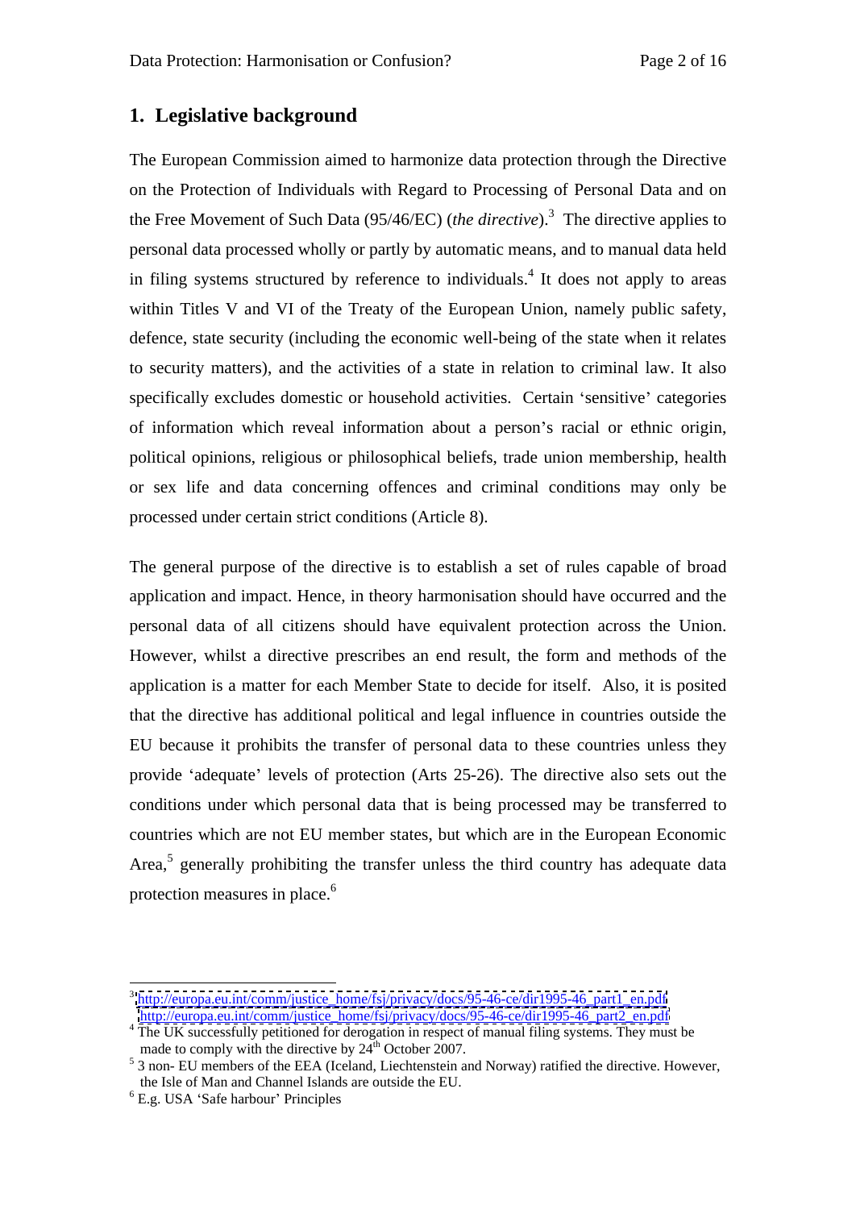## 1. Legislative background

The European Commission aimed to harmonize data protection through the Directive on the Protection of Individuals with Regard to Processing of Personal Data and on the Free Movement of Such Data (95/46/EC) (*the directive*).[3] The directive applies to personal data processed wholly or partly by automatic means, and to manual data held in filing systems structured by reference to individuals.[4] It does not apply to areas within Titles V and VI of the Treaty of the European Union, namely public safety, defence, state security (including the economic well-being of the state when it relates to security matters), and the activities of a state in relation to criminal law. It also specifically excludes domestic or household activities. Certain 'sensitive' categories of information which reveal information about a person's racial or ethnic origin, political opinions, religious or philosophical beliefs, trade union membership, health or sex life and data concerning offences and criminal conditions may only be processed under certain strict conditions (Article 8).

The general purpose of the directive is to establish a set of rules capable of broad application and impact. Hence, in theory harmonisation should have occurred and the personal data of all citizens should have equivalent protection across the Union. However, whilst a directive prescribes an end result, the form and methods of the application is a matter for each Member State to decide for itself. Also, it is posited that the directive has additional political and legal influence in countries outside the EU because it prohibits the transfer of personal data to these countries unless they provide 'adequate' levels of protection (Arts 25-26). The directive also sets out the conditions under which personal data that is being processed may be transferred to countries which are not EU member states, but which are in the European Economic Area,[5] generally prohibiting the transfer unless the third country has adequate data protection measures in place.[6]

---

[3] http://europa.eu.int/comm/justice_home/fsj/privacy/docs/95-46-ce/dir1995-46_part1_en.pdf http://europa.eu.int/comm/justice_home/fsj/privacy/docs/95-46-ce/dir1995-46_part2_en.pdf

[4] The UK successfully petitioned for derogation in respect of manual filing systems. They must be made to comply with the directive by 24th October 2007.

[5] 3 non- EU members of the EEA (Iceland, Liechtenstein and Norway) ratified the directive. However, the Isle of Man and Channel Islands are outside the EU.

[6] E.g. USA 'Safe harbour' Principles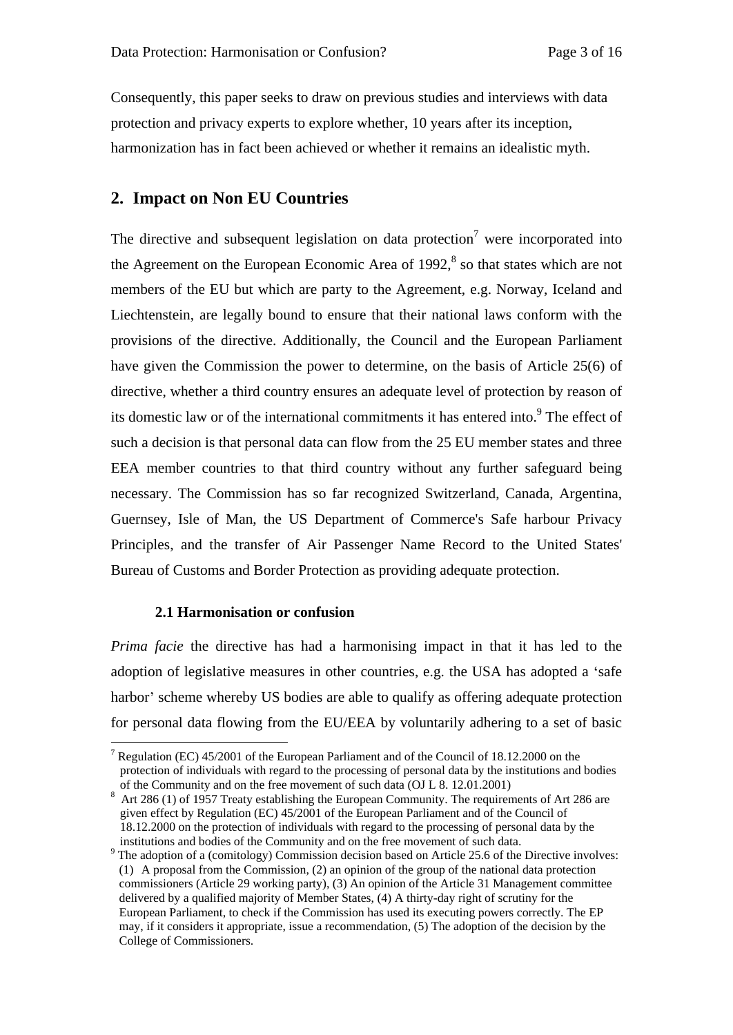Consequently, this paper seeks to draw on previous studies and interviews with data protection and privacy experts to explore whether, 10 years after its inception, harmonization has in fact been achieved or whether it remains an idealistic myth.

## 2. Impact on Non EU Countries

The directive and subsequent legislation on data protection[7] were incorporated into the Agreement on the European Economic Area of 1992,[8] so that states which are not members of the EU but which are party to the Agreement, e.g. Norway, Iceland and Liechtenstein, are legally bound to ensure that their national laws conform with the provisions of the directive. Additionally, the Council and the European Parliament have given the Commission the power to determine, on the basis of Article 25(6) of directive, whether a third country ensures an adequate level of protection by reason of its domestic law or of the international commitments it has entered into.[9] The effect of such a decision is that personal data can flow from the 25 EU member states and three EEA member countries to that third country without any further safeguard being necessary. The Commission has so far recognized Switzerland, Canada, Argentina, Guernsey, Isle of Man, the US Department of Commerce's Safe harbour Privacy Principles, and the transfer of Air Passenger Name Record to the United States' Bureau of Customs and Border Protection as providing adequate protection.

### 2.1 Harmonisation or confusion

*Prima facie* the directive has had a harmonising impact in that it has led to the adoption of legislative measures in other countries, e.g. the USA has adopted a 'safe harbor' scheme whereby US bodies are able to qualify as offering adequate protection for personal data flowing from the EU/EEA by voluntarily adhering to a set of basic

---

[7] Regulation (EC) 45/2001 of the European Parliament and of the Council of 18.12.2000 on the protection of individuals with regard to the processing of personal data by the institutions and bodies of the Community and on the free movement of such data (OJ L 8. 12.01.2001)

[8] Art 286 (1) of 1957 Treaty establishing the European Community. The requirements of Art 286 are given effect by Regulation (EC) 45/2001 of the European Parliament and of the Council of 18.12.2000 on the protection of individuals with regard to the processing of personal data by the institutions and bodies of the Community and on the free movement of such data.

[9] The adoption of a (comitology) Commission decision based on Article 25.6 of the Directive involves: (1) A proposal from the Commission, (2) an opinion of the group of the national data protection commissioners (Article 29 working party), (3) An opinion of the Article 31 Management committee delivered by a qualified majority of Member States, (4) A thirty-day right of scrutiny for the European Parliament, to check if the Commission has used its executing powers correctly. The EP may, if it considers it appropriate, issue a recommendation, (5) The adoption of the decision by the College of Commissioners.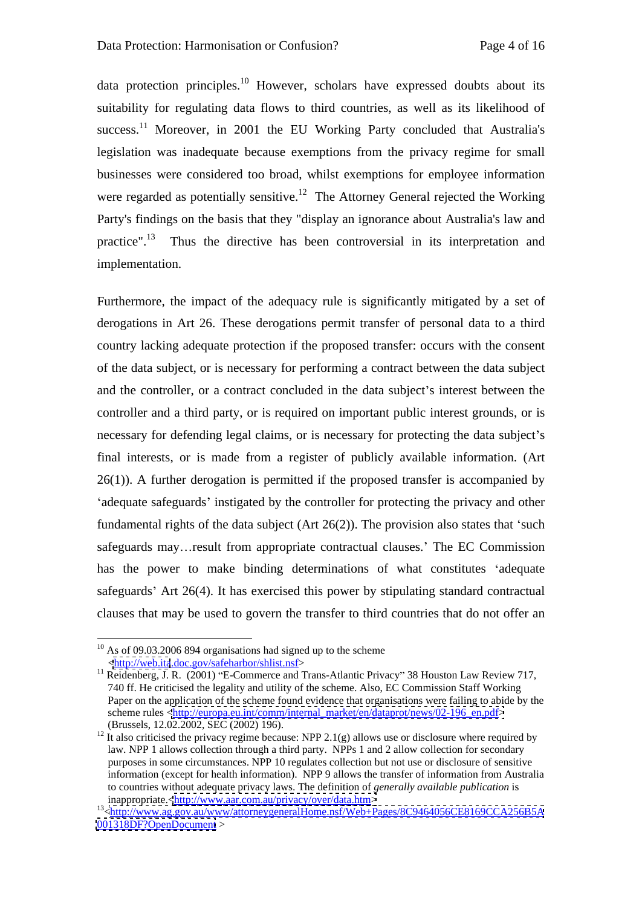data protection principles.[10] However, scholars have expressed doubts about its suitability for regulating data flows to third countries, as well as its likelihood of success.[11] Moreover, in 2001 the EU Working Party concluded that Australia's legislation was inadequate because exemptions from the privacy regime for small businesses were considered too broad, whilst exemptions for employee information were regarded as potentially sensitive.[12] The Attorney General rejected the Working Party's findings on the basis that they "display an ignorance about Australia's law and practice".[13] Thus the directive has been controversial in its interpretation and implementation.

Furthermore, the impact of the adequacy rule is significantly mitigated by a set of derogations in Art 26. These derogations permit transfer of personal data to a third country lacking adequate protection if the proposed transfer: occurs with the consent of the data subject, or is necessary for performing a contract between the data subject and the controller, or a contract concluded in the data subject's interest between the controller and a third party, or is required on important public interest grounds, or is necessary for defending legal claims, or is necessary for protecting the data subject's final interests, or is made from a register of publicly available information. (Art 26(1)). A further derogation is permitted if the proposed transfer is accompanied by 'adequate safeguards' instigated by the controller for protecting the privacy and other fundamental rights of the data subject (Art 26(2)). The provision also states that 'such safeguards may…result from appropriate contractual clauses.' The EC Commission has the power to make binding determinations of what constitutes 'adequate safeguards' Art 26(4). It has exercised this power by stipulating standard contractual clauses that may be used to govern the transfer to third countries that do not offer an

---

[10] As of 09.03.2006 894 organisations had signed up to the scheme <http://web.ita.doc.gov/safeharbor/shlist.nsf>

[11] Reidenberg, J. R. (2001) "E-Commerce and Trans-Atlantic Privacy" 38 Houston Law Review 717, 740 ff. He criticised the legality and utility of the scheme. Also, EC Commission Staff Working Paper on the application of the scheme found evidence that organisations were failing to abide by the scheme rules <http://europa.eu.int/comm/internal_market/en/dataprot/news/02-196_en.pdf> (Brussels, 12.02.2002, SEC (2002) 196).

[12] It also criticised the privacy regime because: NPP 2.1(g) allows use or disclosure where required by law. NPP 1 allows collection through a third party. NPPs 1 and 2 allow collection for secondary purposes in some circumstances. NPP 10 regulates collection but not use or disclosure of sensitive information (except for health information). NPP 9 allows the transfer of information from Australia to countries without adequate privacy laws. The definition of *generally available publication* is inappropriate.<http://www.aar.com.au/privacy/over/data.htm>

[13] <http://www.ag.gov.au/www/attorneygeneralHome.nsf/Web+Pages/8C9464056CE8169CCA256B5A001318DF?OpenDocument >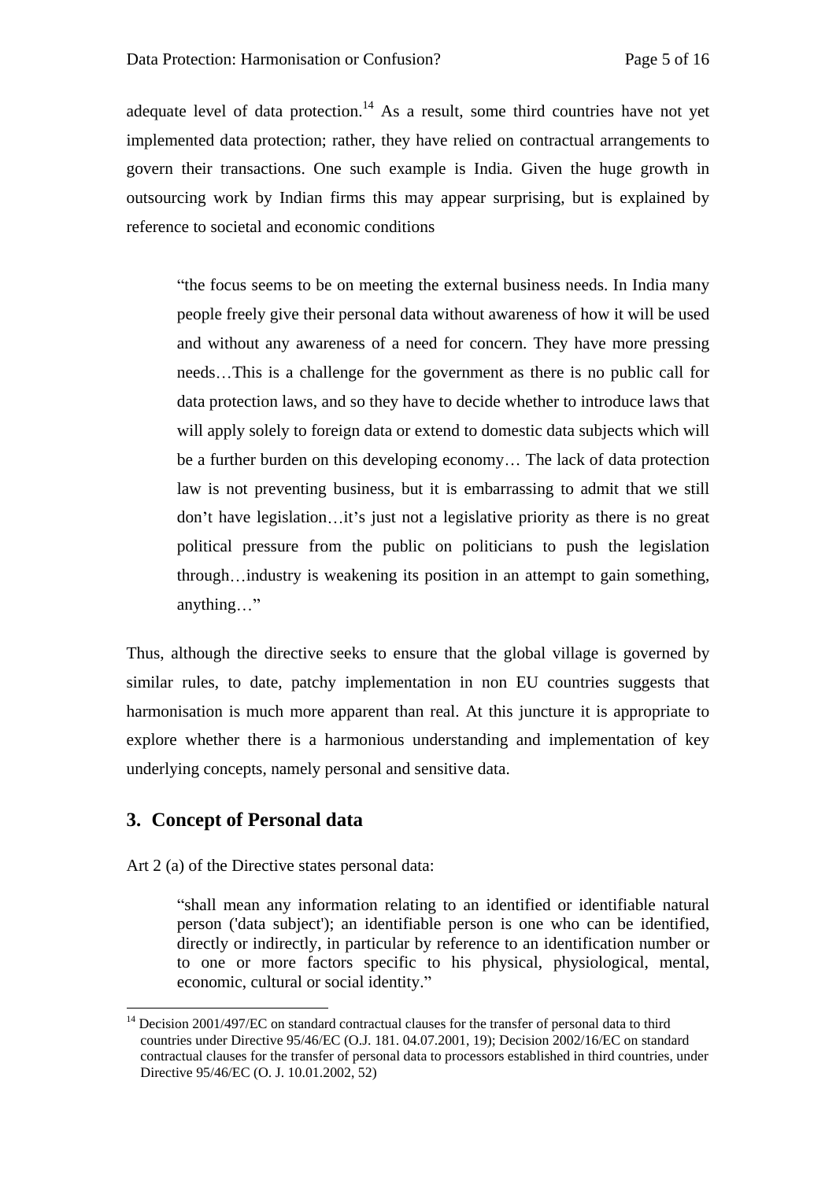adequate level of data protection.[14] As a result, some third countries have not yet implemented data protection; rather, they have relied on contractual arrangements to govern their transactions. One such example is India. Given the huge growth in outsourcing work by Indian firms this may appear surprising, but is explained by reference to societal and economic conditions

> "the focus seems to be on meeting the external business needs. In India many people freely give their personal data without awareness of how it will be used and without any awareness of a need for concern. They have more pressing needs…This is a challenge for the government as there is no public call for data protection laws, and so they have to decide whether to introduce laws that will apply solely to foreign data or extend to domestic data subjects which will be a further burden on this developing economy… The lack of data protection law is not preventing business, but it is embarrassing to admit that we still don't have legislation…it's just not a legislative priority as there is no great political pressure from the public on politicians to push the legislation through…industry is weakening its position in an attempt to gain something, anything…"

Thus, although the directive seeks to ensure that the global village is governed by similar rules, to date, patchy implementation in non EU countries suggests that harmonisation is much more apparent than real. At this juncture it is appropriate to explore whether there is a harmonious understanding and implementation of key underlying concepts, namely personal and sensitive data.

## 3. Concept of Personal data

Art 2 (a) of the Directive states personal data:

> "shall mean any information relating to an identified or identifiable natural person ('data subject'); an identifiable person is one who can be identified, directly or indirectly, in particular by reference to an identification number or to one or more factors specific to his physical, physiological, mental, economic, cultural or social identity."

---

[14] Decision 2001/497/EC on standard contractual clauses for the transfer of personal data to third countries under Directive 95/46/EC (O.J. 181. 04.07.2001, 19); Decision 2002/16/EC on standard contractual clauses for the transfer of personal data to processors established in third countries, under Directive 95/46/EC (O. J. 10.01.2002, 52)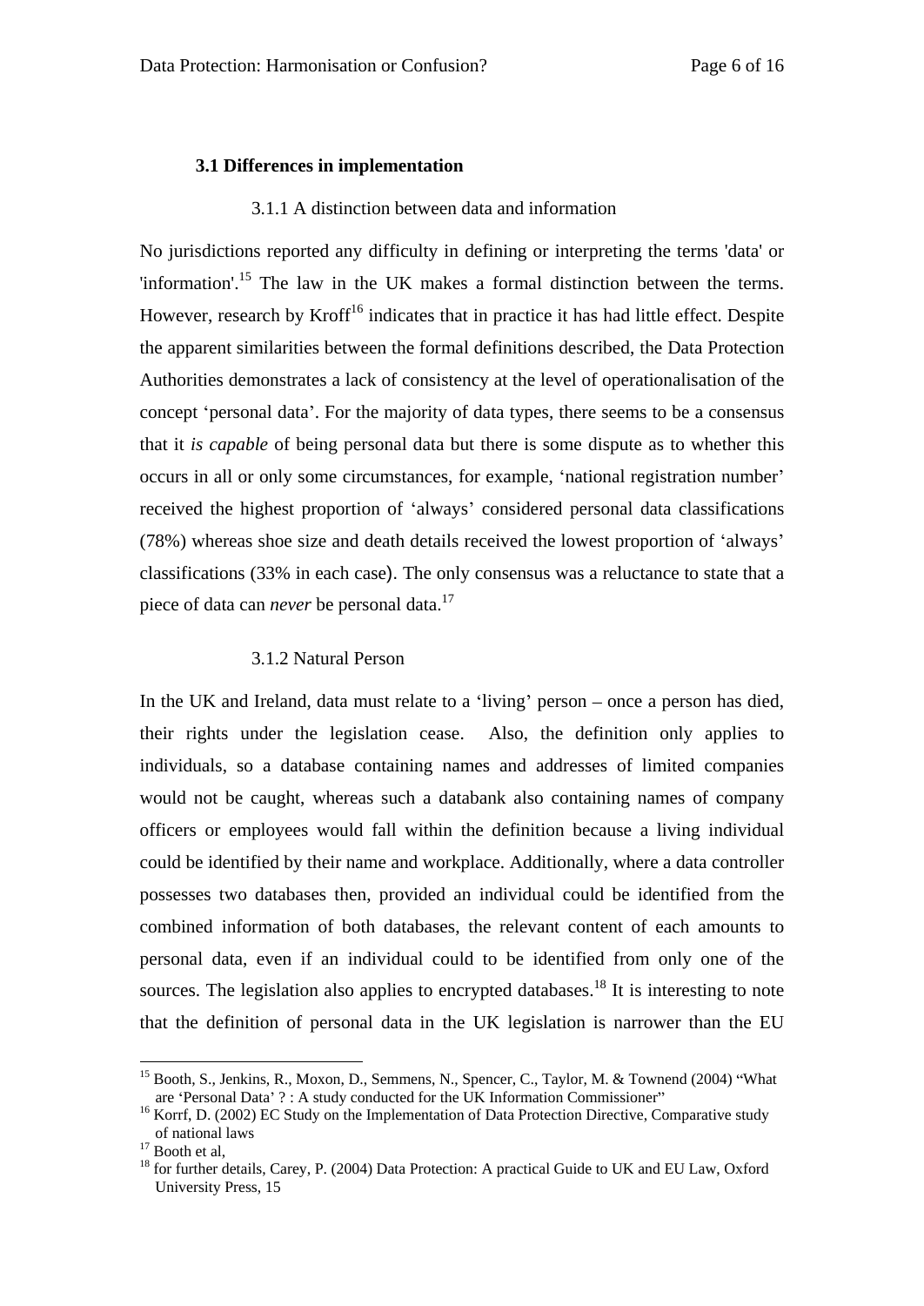### 3.1 Differences in implementation

#### 3.1.1 A distinction between data and information

No jurisdictions reported any difficulty in defining or interpreting the terms 'data' or 'information'.[15] The law in the UK makes a formal distinction between the terms. However, research by Kroff[16] indicates that in practice it has had little effect. Despite the apparent similarities between the formal definitions described, the Data Protection Authorities demonstrates a lack of consistency at the level of operationalisation of the concept 'personal data'. For the majority of data types, there seems to be a consensus that it *is capable* of being personal data but there is some dispute as to whether this occurs in all or only some circumstances, for example, 'national registration number' received the highest proportion of 'always' considered personal data classifications (78%) whereas shoe size and death details received the lowest proportion of 'always' classifications (33% in each case). The only consensus was a reluctance to state that a piece of data can *never* be personal data.[17]

#### 3.1.2 Natural Person

In the UK and Ireland, data must relate to a 'living' person – once a person has died, their rights under the legislation cease. Also, the definition only applies to individuals, so a database containing names and addresses of limited companies would not be caught, whereas such a databank also containing names of company officers or employees would fall within the definition because a living individual could be identified by their name and workplace. Additionally, where a data controller possesses two databases then, provided an individual could be identified from the combined information of both databases, the relevant content of each amounts to personal data, even if an individual could to be identified from only one of the sources. The legislation also applies to encrypted databases.[18] It is interesting to note that the definition of personal data in the UK legislation is narrower than the EU

---

[15] Booth, S., Jenkins, R., Moxon, D., Semmens, N., Spencer, C., Taylor, M. & Townend (2004) "What are 'Personal Data' ? : A study conducted for the UK Information Commissioner"

[16] Korrf, D. (2002) EC Study on the Implementation of Data Protection Directive, Comparative study of national laws

[17] Booth et al,

[18] for further details, Carey, P. (2004) Data Protection: A practical Guide to UK and EU Law, Oxford University Press, 15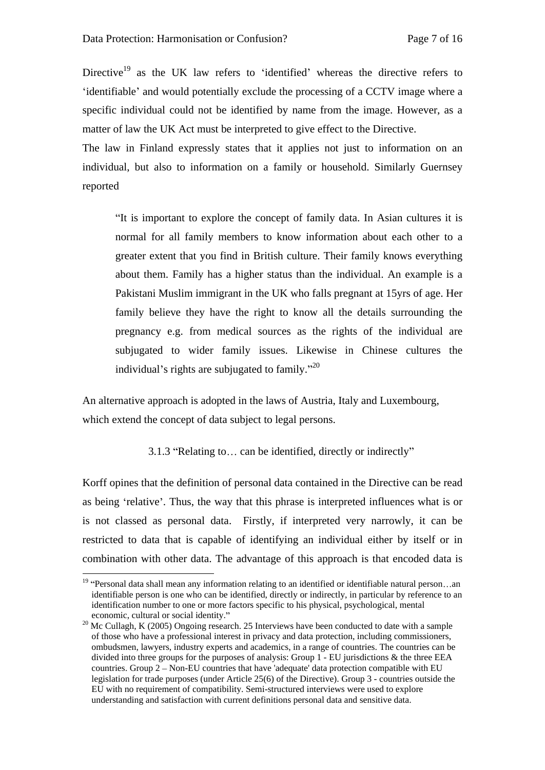Directive[19] as the UK law refers to 'identified' whereas the directive refers to 'identifiable' and would potentially exclude the processing of a CCTV image where a specific individual could not be identified by name from the image. However, as a matter of law the UK Act must be interpreted to give effect to the Directive.

The law in Finland expressly states that it applies not just to information on an individual, but also to information on a family or household. Similarly Guernsey reported

> "It is important to explore the concept of family data. In Asian cultures it is normal for all family members to know information about each other to a greater extent that you find in British culture. Their family knows everything about them. Family has a higher status than the individual. An example is a Pakistani Muslim immigrant in the UK who falls pregnant at 15yrs of age. Her family believe they have the right to know all the details surrounding the pregnancy e.g. from medical sources as the rights of the individual are subjugated to wider family issues. Likewise in Chinese cultures the individual's rights are subjugated to family."[20]

An alternative approach is adopted in the laws of Austria, Italy and Luxembourg, which extend the concept of data subject to legal persons.

### 3.1.3 "Relating to… can be identified, directly or indirectly"

Korff opines that the definition of personal data contained in the Directive can be read as being 'relative'. Thus, the way that this phrase is interpreted influences what is or is not classed as personal data. Firstly, if interpreted very narrowly, it can be restricted to data that is capable of identifying an individual either by itself or in combination with other data. The advantage of this approach is that encoded data is

---

[19] "Personal data shall mean any information relating to an identified or identifiable natural person…an identifiable person is one who can be identified, directly or indirectly, in particular by reference to an identification number to one or more factors specific to his physical, psychological, mental economic, cultural or social identity."

[20] Mc Cullagh, K (2005) Ongoing research. 25 Interviews have been conducted to date with a sample of those who have a professional interest in privacy and data protection, including commissioners, ombudsmen, lawyers, industry experts and academics, in a range of countries. The countries can be divided into three groups for the purposes of analysis: Group 1 - EU jurisdictions & the three EEA countries. Group 2 – Non-EU countries that have 'adequate' data protection compatible with EU legislation for trade purposes (under Article 25(6) of the Directive). Group 3 - countries outside the EU with no requirement of compatibility. Semi-structured interviews were used to explore understanding and satisfaction with current definitions personal data and sensitive data.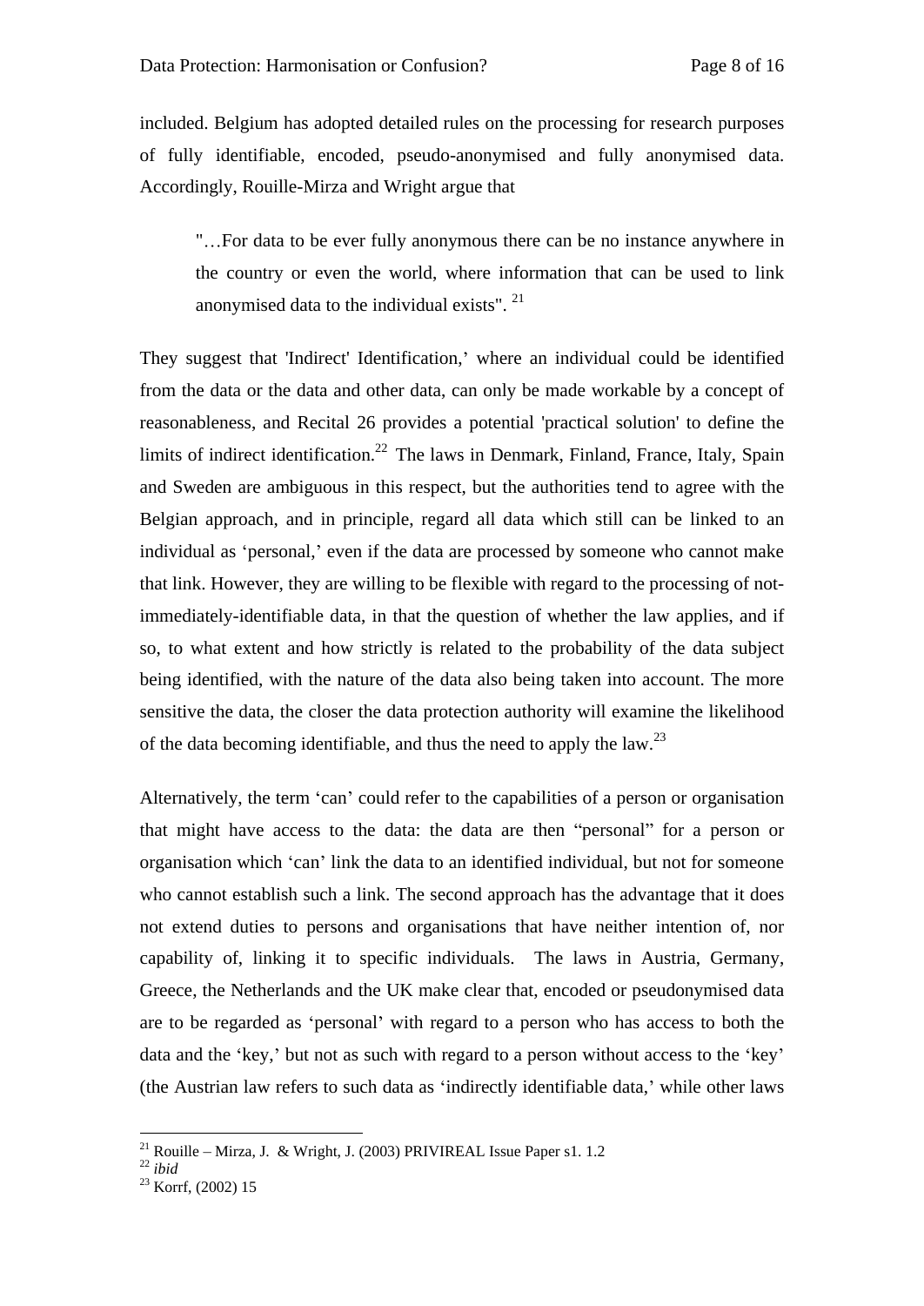included. Belgium has adopted detailed rules on the processing for research purposes of fully identifiable, encoded, pseudo-anonymised and fully anonymised data. Accordingly, Rouille-Mirza and Wright argue that

> "…For data to be ever fully anonymous there can be no instance anywhere in the country or even the world, where information that can be used to link anonymised data to the individual exists". [21]

They suggest that 'Indirect' Identification,' where an individual could be identified from the data or the data and other data, can only be made workable by a concept of reasonableness, and Recital 26 provides a potential 'practical solution' to define the limits of indirect identification.[22] The laws in Denmark, Finland, France, Italy, Spain and Sweden are ambiguous in this respect, but the authorities tend to agree with the Belgian approach, and in principle, regard all data which still can be linked to an individual as 'personal,' even if the data are processed by someone who cannot make that link. However, they are willing to be flexible with regard to the processing of not-immediately-identifiable data, in that the question of whether the law applies, and if so, to what extent and how strictly is related to the probability of the data subject being identified, with the nature of the data also being taken into account. The more sensitive the data, the closer the data protection authority will examine the likelihood of the data becoming identifiable, and thus the need to apply the law.[23]

Alternatively, the term 'can' could refer to the capabilities of a person or organisation that might have access to the data: the data are then "personal" for a person or organisation which 'can' link the data to an identified individual, but not for someone who cannot establish such a link. The second approach has the advantage that it does not extend duties to persons and organisations that have neither intention of, nor capability of, linking it to specific individuals. The laws in Austria, Germany, Greece, the Netherlands and the UK make clear that, encoded or pseudonymised data are to be regarded as 'personal' with regard to a person who has access to both the data and the 'key,' but not as such with regard to a person without access to the 'key' (the Austrian law refers to such data as 'indirectly identifiable data,' while other laws

---

[21] Rouille – Mirza, J. & Wright, J. (2003) PRIVIREAL Issue Paper s1. 1.2

[22] *ibid*

[23] Korrf, (2002) 15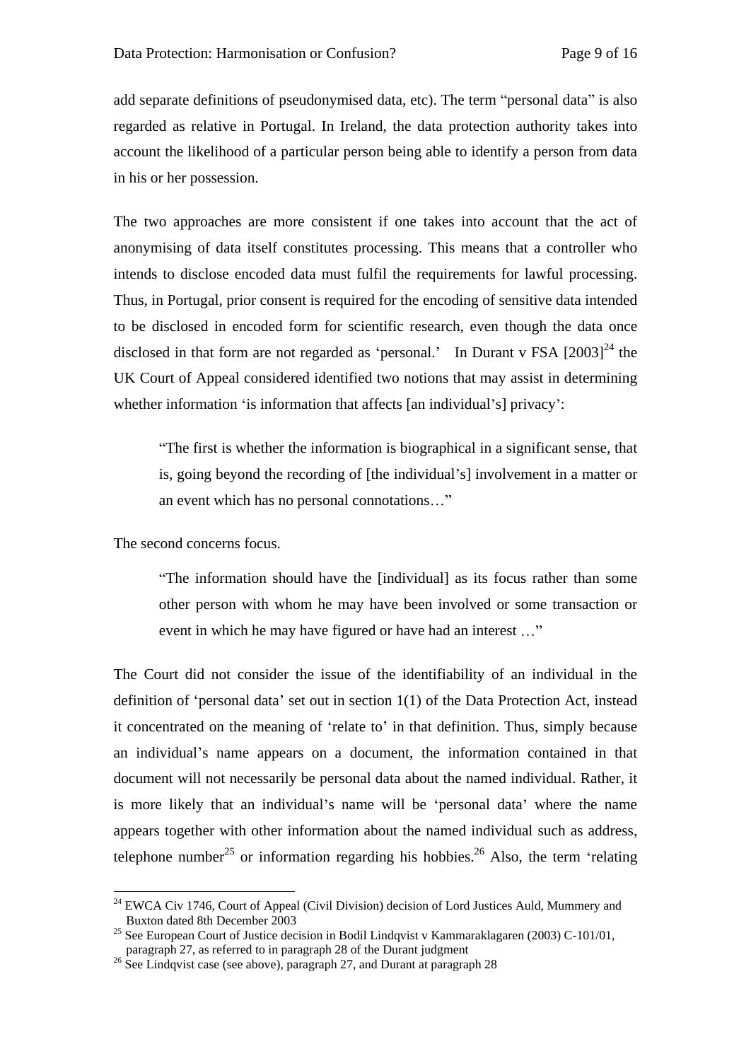add separate definitions of pseudonymised data, etc). The term "personal data" is also regarded as relative in Portugal. In Ireland, the data protection authority takes into account the likelihood of a particular person being able to identify a person from data in his or her possession.

The two approaches are more consistent if one takes into account that the act of anonymising of data itself constitutes processing. This means that a controller who intends to disclose encoded data must fulfil the requirements for lawful processing. Thus, in Portugal, prior consent is required for the encoding of sensitive data intended to be disclosed in encoded form for scientific research, even though the data once disclosed in that form are not regarded as 'personal.' In Durant v FSA [2003][24] the UK Court of Appeal considered identified two notions that may assist in determining whether information 'is information that affects [an individual's] privacy':

> "The first is whether the information is biographical in a significant sense, that is, going beyond the recording of [the individual's] involvement in a matter or an event which has no personal connotations…"

The second concerns focus.

> "The information should have the [individual] as its focus rather than some other person with whom he may have been involved or some transaction or event in which he may have figured or have had an interest …"

The Court did not consider the issue of the identifiability of an individual in the definition of 'personal data' set out in section 1(1) of the Data Protection Act, instead it concentrated on the meaning of 'relate to' in that definition. Thus, simply because an individual's name appears on a document, the information contained in that document will not necessarily be personal data about the named individual. Rather, it is more likely that an individual's name will be 'personal data' where the name appears together with other information about the named individual such as address, telephone number[25] or information regarding his hobbies.[26] Also, the term 'relating

---

[24] EWCA Civ 1746, Court of Appeal (Civil Division) decision of Lord Justices Auld, Mummery and Buxton dated 8th December 2003

[25] See European Court of Justice decision in Bodil Lindqvist v Kammaraklagaren (2003) C-101/01, paragraph 27, as referred to in paragraph 28 of the Durant judgment

[26] See Lindqvist case (see above), paragraph 27, and Durant at paragraph 28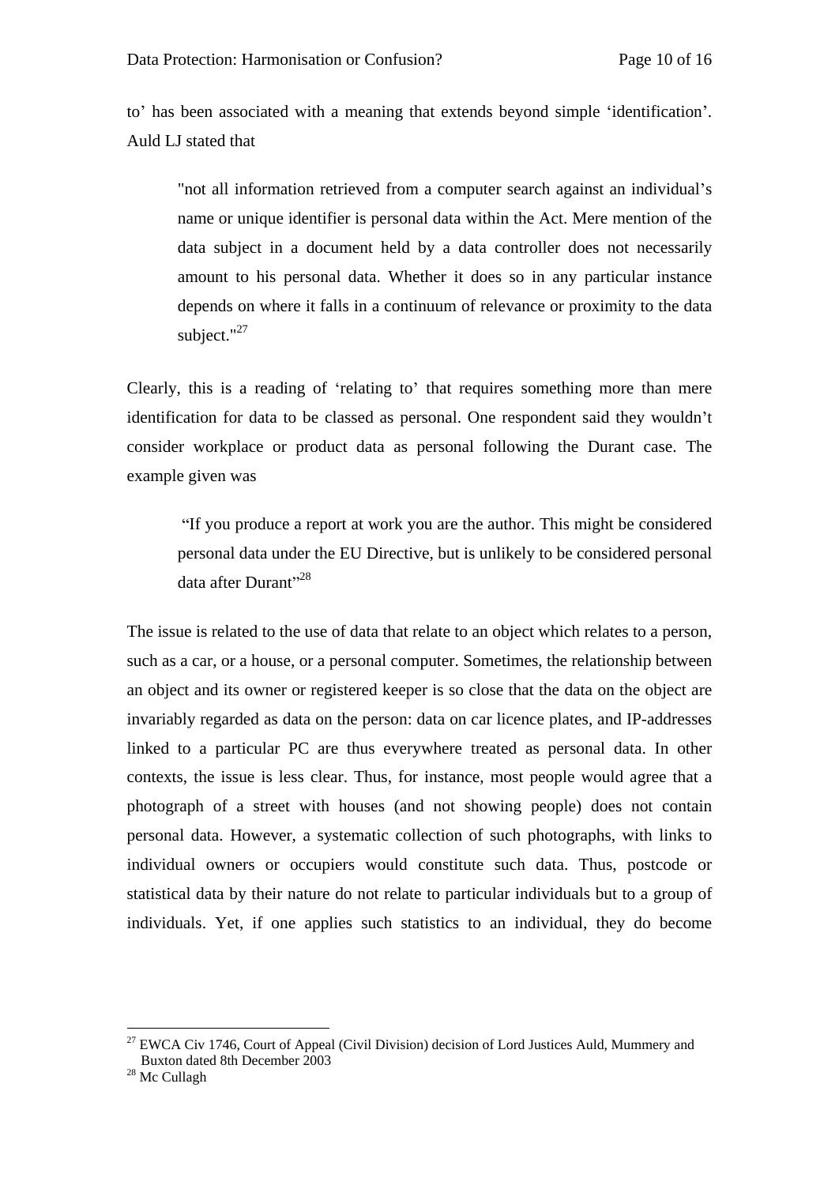to' has been associated with a meaning that extends beyond simple 'identification'. Auld LJ stated that

> "not all information retrieved from a computer search against an individual's name or unique identifier is personal data within the Act. Mere mention of the data subject in a document held by a data controller does not necessarily amount to his personal data. Whether it does so in any particular instance depends on where it falls in a continuum of relevance or proximity to the data subject."[27]

Clearly, this is a reading of 'relating to' that requires something more than mere identification for data to be classed as personal. One respondent said they wouldn't consider workplace or product data as personal following the Durant case. The example given was

> "If you produce a report at work you are the author. This might be considered personal data under the EU Directive, but is unlikely to be considered personal data after Durant"[28]

The issue is related to the use of data that relate to an object which relates to a person, such as a car, or a house, or a personal computer. Sometimes, the relationship between an object and its owner or registered keeper is so close that the data on the object are invariably regarded as data on the person: data on car licence plates, and IP-addresses linked to a particular PC are thus everywhere treated as personal data. In other contexts, the issue is less clear. Thus, for instance, most people would agree that a photograph of a street with houses (and not showing people) does not contain personal data. However, a systematic collection of such photographs, with links to individual owners or occupiers would constitute such data. Thus, postcode or statistical data by their nature do not relate to particular individuals but to a group of individuals. Yet, if one applies such statistics to an individual, they do become

---

[27] EWCA Civ 1746, Court of Appeal (Civil Division) decision of Lord Justices Auld, Mummery and Buxton dated 8th December 2003

[28] Mc Cullagh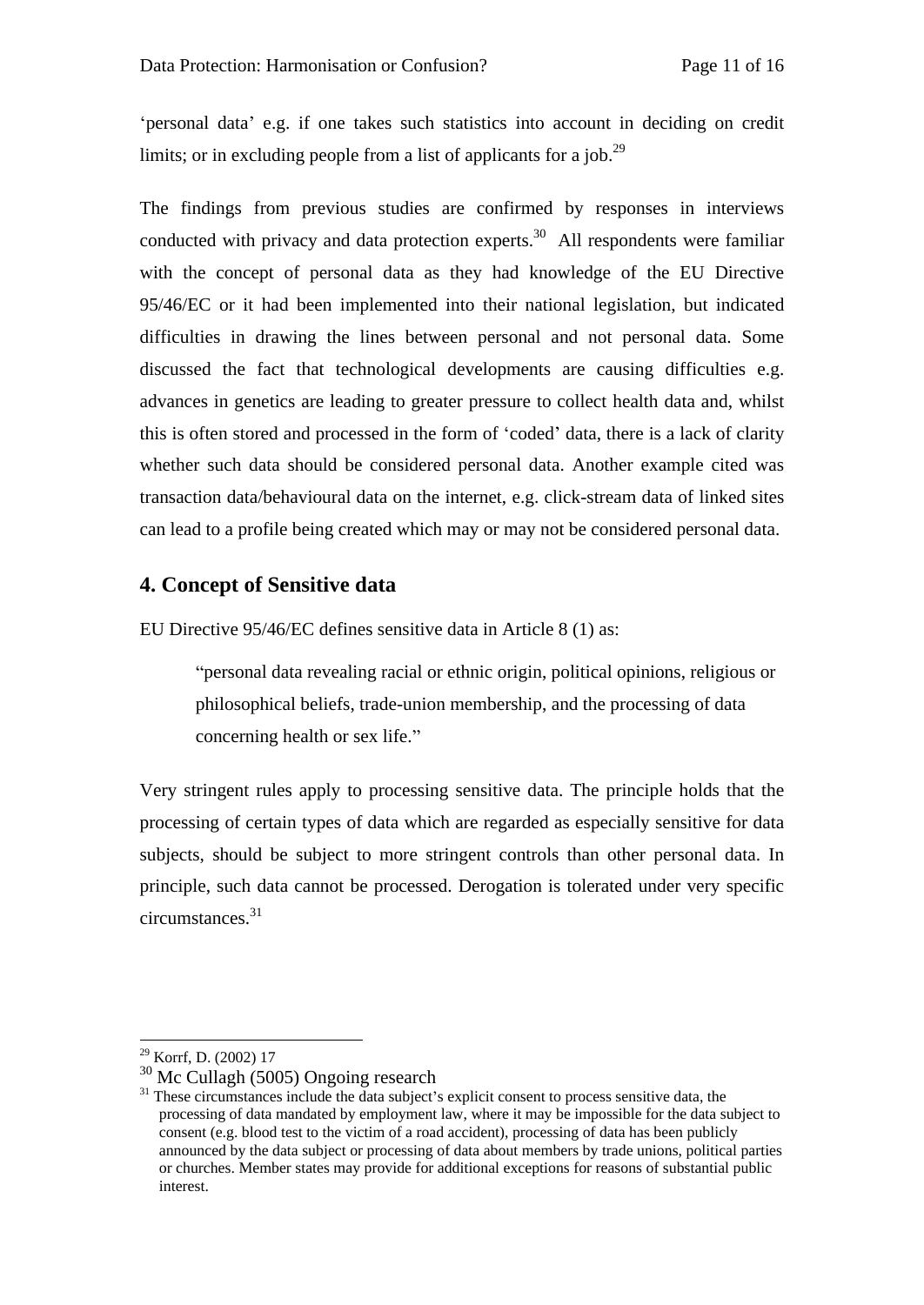'personal data' e.g. if one takes such statistics into account in deciding on credit limits; or in excluding people from a list of applicants for a job.[29]

The findings from previous studies are confirmed by responses in interviews conducted with privacy and data protection experts.[30] All respondents were familiar with the concept of personal data as they had knowledge of the EU Directive 95/46/EC or it had been implemented into their national legislation, but indicated difficulties in drawing the lines between personal and not personal data. Some discussed the fact that technological developments are causing difficulties e.g. advances in genetics are leading to greater pressure to collect health data and, whilst this is often stored and processed in the form of 'coded' data, there is a lack of clarity whether such data should be considered personal data. Another example cited was transaction data/behavioural data on the internet, e.g. click-stream data of linked sites can lead to a profile being created which may or may not be considered personal data.

## 4. Concept of Sensitive data

EU Directive 95/46/EC defines sensitive data in Article 8 (1) as:

> "personal data revealing racial or ethnic origin, political opinions, religious or philosophical beliefs, trade-union membership, and the processing of data concerning health or sex life."

Very stringent rules apply to processing sensitive data. The principle holds that the processing of certain types of data which are regarded as especially sensitive for data subjects, should be subject to more stringent controls than other personal data. In principle, such data cannot be processed. Derogation is tolerated under very specific circumstances.[31]

---

[29] Korrf, D. (2002) 17

[30] Mc Cullagh (5005) Ongoing research

[31] These circumstances include the data subject's explicit consent to process sensitive data, the processing of data mandated by employment law, where it may be impossible for the data subject to consent (e.g. blood test to the victim of a road accident), processing of data has been publicly announced by the data subject or processing of data about members by trade unions, political parties or churches. Member states may provide for additional exceptions for reasons of substantial public interest.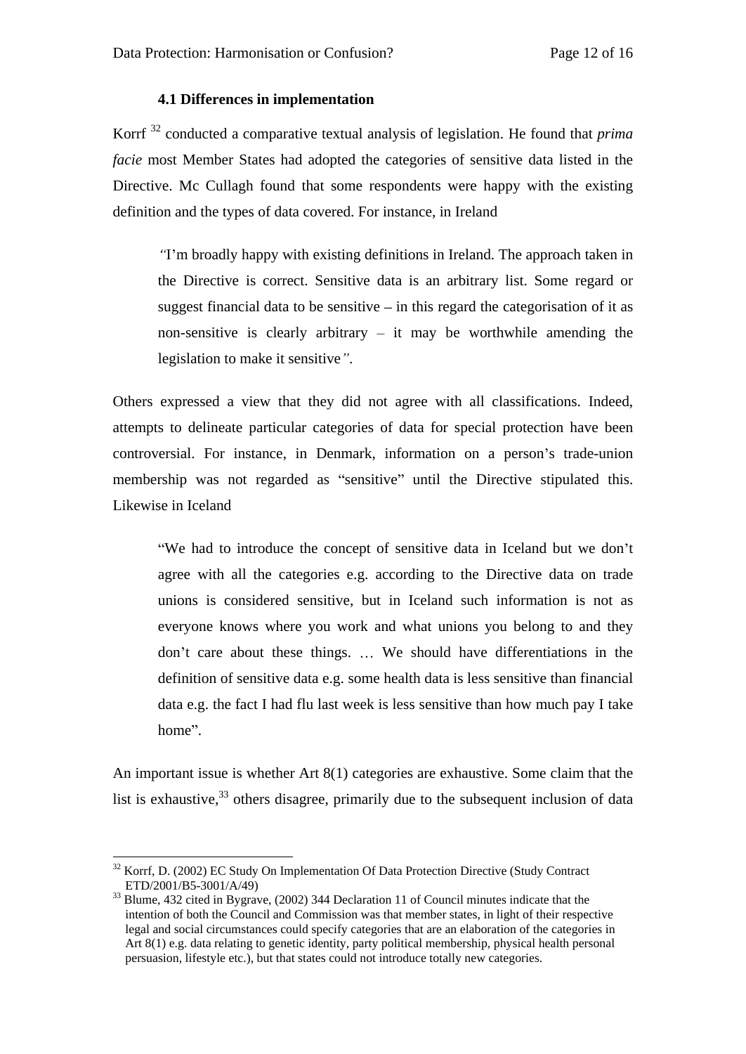### 4.1 Differences in implementation

Korrf [32] conducted a comparative textual analysis of legislation. He found that *prima facie* most Member States had adopted the categories of sensitive data listed in the Directive. Mc Cullagh found that some respondents were happy with the existing definition and the types of data covered. For instance, in Ireland

> *"*I'm broadly happy with existing definitions in Ireland. The approach taken in the Directive is correct. Sensitive data is an arbitrary list. Some regard or suggest financial data to be sensitive – in this regard the categorisation of it as non-sensitive is clearly arbitrary – it may be worthwhile amending the legislation to make it sensitive*"*.

Others expressed a view that they did not agree with all classifications. Indeed, attempts to delineate particular categories of data for special protection have been controversial. For instance, in Denmark, information on a person's trade-union membership was not regarded as "sensitive" until the Directive stipulated this. Likewise in Iceland

> "We had to introduce the concept of sensitive data in Iceland but we don't agree with all the categories e.g. according to the Directive data on trade unions is considered sensitive, but in Iceland such information is not as everyone knows where you work and what unions you belong to and they don't care about these things. … We should have differentiations in the definition of sensitive data e.g. some health data is less sensitive than financial data e.g. the fact I had flu last week is less sensitive than how much pay I take home".

An important issue is whether Art 8(1) categories are exhaustive. Some claim that the list is exhaustive,[33] others disagree, primarily due to the subsequent inclusion of data

---

[32] Korrf, D. (2002) EC Study On Implementation Of Data Protection Directive (Study Contract ETD/2001/B5-3001/A/49)

[33] Blume, 432 cited in Bygrave, (2002) 344 Declaration 11 of Council minutes indicate that the intention of both the Council and Commission was that member states, in light of their respective legal and social circumstances could specify categories that are an elaboration of the categories in Art 8(1) e.g. data relating to genetic identity, party political membership, physical health personal persuasion, lifestyle etc.), but that states could not introduce totally new categories.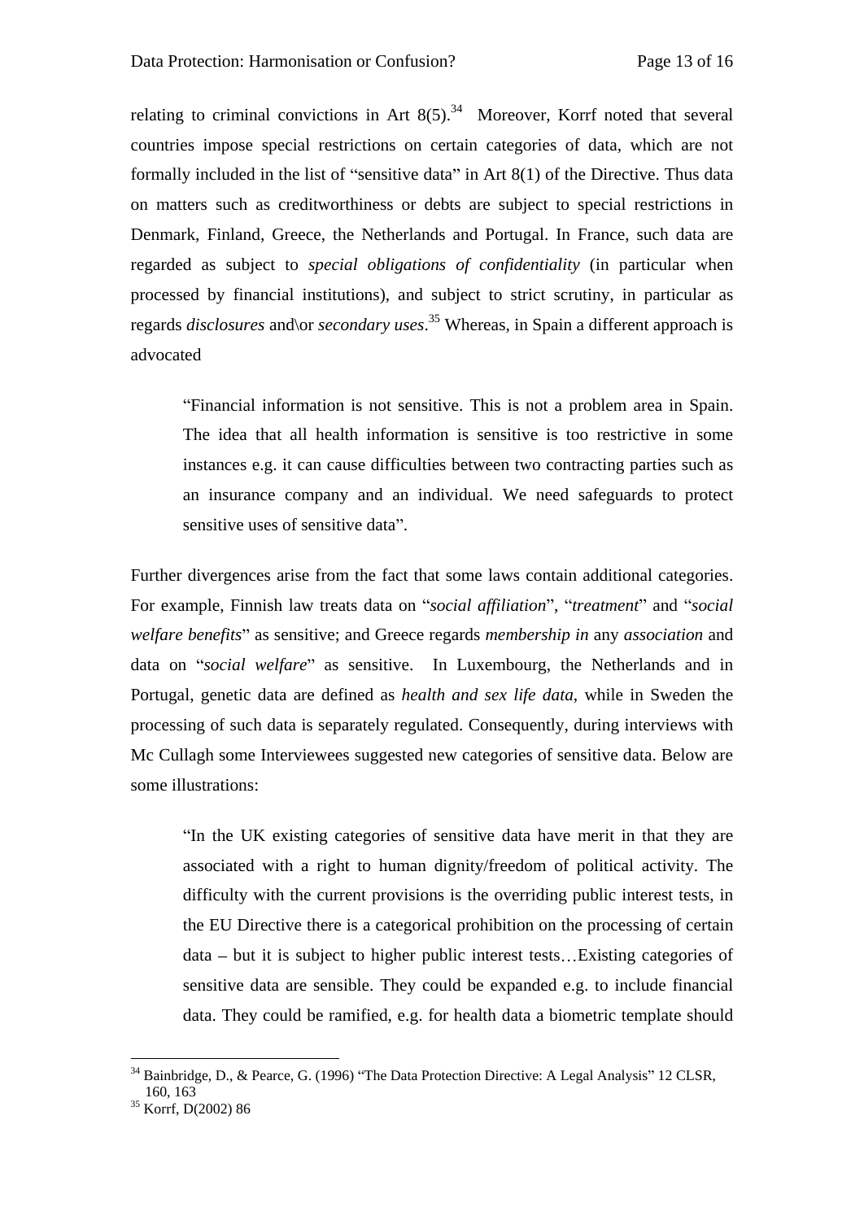relating to criminal convictions in Art 8(5).[34] Moreover, Korrf noted that several countries impose special restrictions on certain categories of data, which are not formally included in the list of "sensitive data" in Art 8(1) of the Directive. Thus data on matters such as creditworthiness or debts are subject to special restrictions in Denmark, Finland, Greece, the Netherlands and Portugal. In France, such data are regarded as subject to *special obligations of confidentiality* (in particular when processed by financial institutions), and subject to strict scrutiny, in particular as regards *disclosures* and\or *secondary uses*.[35] Whereas, in Spain a different approach is advocated

> "Financial information is not sensitive. This is not a problem area in Spain. The idea that all health information is sensitive is too restrictive in some instances e.g. it can cause difficulties between two contracting parties such as an insurance company and an individual. We need safeguards to protect sensitive uses of sensitive data".

Further divergences arise from the fact that some laws contain additional categories. For example, Finnish law treats data on "*social affiliation*", "*treatment*" and "*social welfare benefits*" as sensitive; and Greece regards *membership in* any *association* and data on "*social welfare*" as sensitive. In Luxembourg, the Netherlands and in Portugal, genetic data are defined as *health and sex life data*, while in Sweden the processing of such data is separately regulated. Consequently, during interviews with Mc Cullagh some Interviewees suggested new categories of sensitive data. Below are some illustrations:

> "In the UK existing categories of sensitive data have merit in that they are associated with a right to human dignity/freedom of political activity. The difficulty with the current provisions is the overriding public interest tests, in the EU Directive there is a categorical prohibition on the processing of certain data – but it is subject to higher public interest tests…Existing categories of sensitive data are sensible. They could be expanded e.g. to include financial data. They could be ramified, e.g. for health data a biometric template should

---

[34] Bainbridge, D., & Pearce, G. (1996) "The Data Protection Directive: A Legal Analysis" 12 CLSR, 160, 163

[35] Korrf, D(2002) 86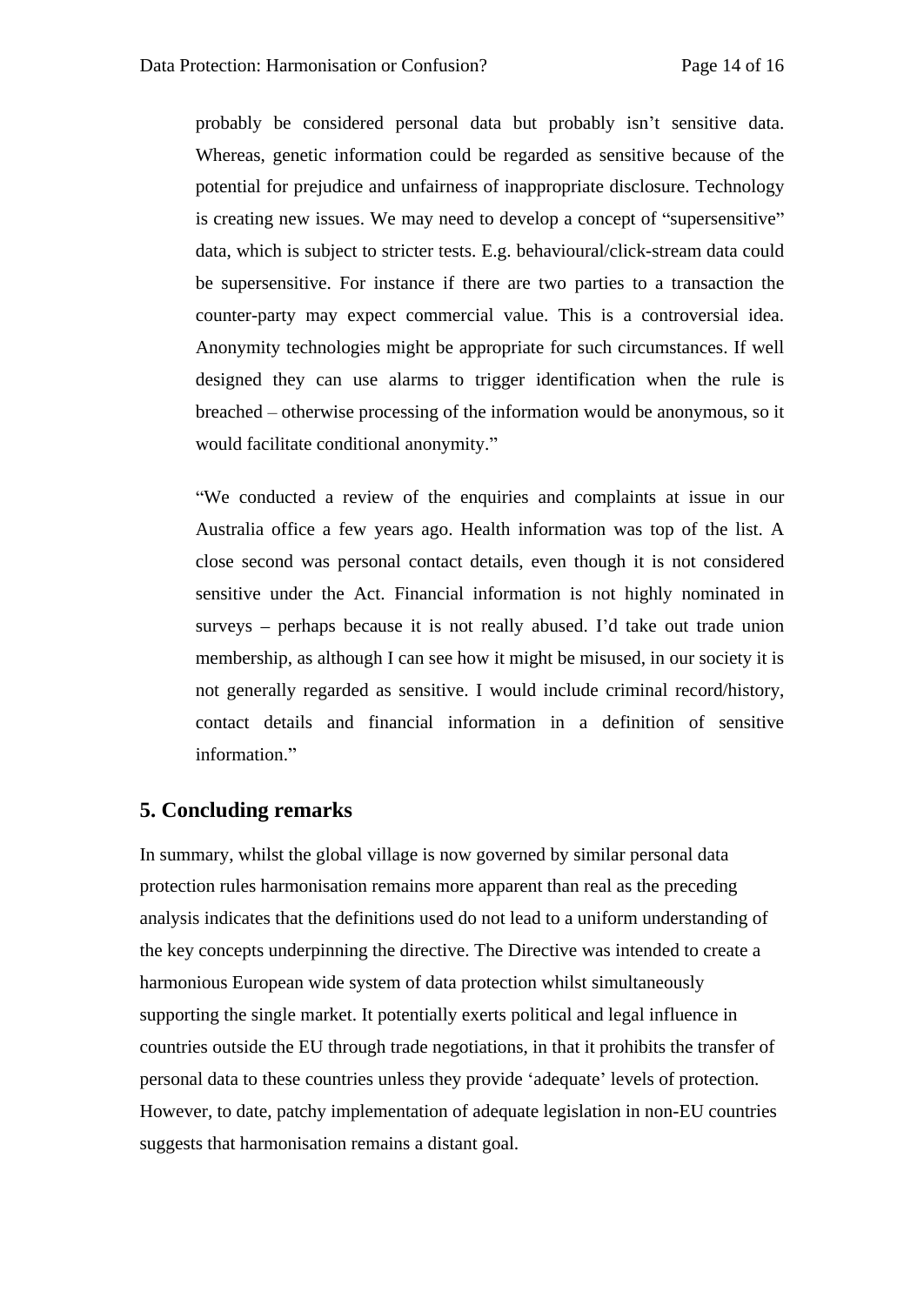> probably be considered personal data but probably isn't sensitive data. Whereas, genetic information could be regarded as sensitive because of the potential for prejudice and unfairness of inappropriate disclosure. Technology is creating new issues. We may need to develop a concept of "supersensitive" data, which is subject to stricter tests. E.g. behavioural/click-stream data could be supersensitive. For instance if there are two parties to a transaction the counter-party may expect commercial value. This is a controversial idea. Anonymity technologies might be appropriate for such circumstances. If well designed they can use alarms to trigger identification when the rule is breached – otherwise processing of the information would be anonymous, so it would facilitate conditional anonymity."

> "We conducted a review of the enquiries and complaints at issue in our Australia office a few years ago. Health information was top of the list. A close second was personal contact details, even though it is not considered sensitive under the Act. Financial information is not highly nominated in surveys – perhaps because it is not really abused. I'd take out trade union membership, as although I can see how it might be misused, in our society it is not generally regarded as sensitive. I would include criminal record/history, contact details and financial information in a definition of sensitive information."

## 5. Concluding remarks

In summary, whilst the global village is now governed by similar personal data protection rules harmonisation remains more apparent than real as the preceding analysis indicates that the definitions used do not lead to a uniform understanding of the key concepts underpinning the directive. The Directive was intended to create a harmonious European wide system of data protection whilst simultaneously supporting the single market. It potentially exerts political and legal influence in countries outside the EU through trade negotiations, in that it prohibits the transfer of personal data to these countries unless they provide 'adequate' levels of protection. However, to date, patchy implementation of adequate legislation in non-EU countries suggests that harmonisation remains a distant goal.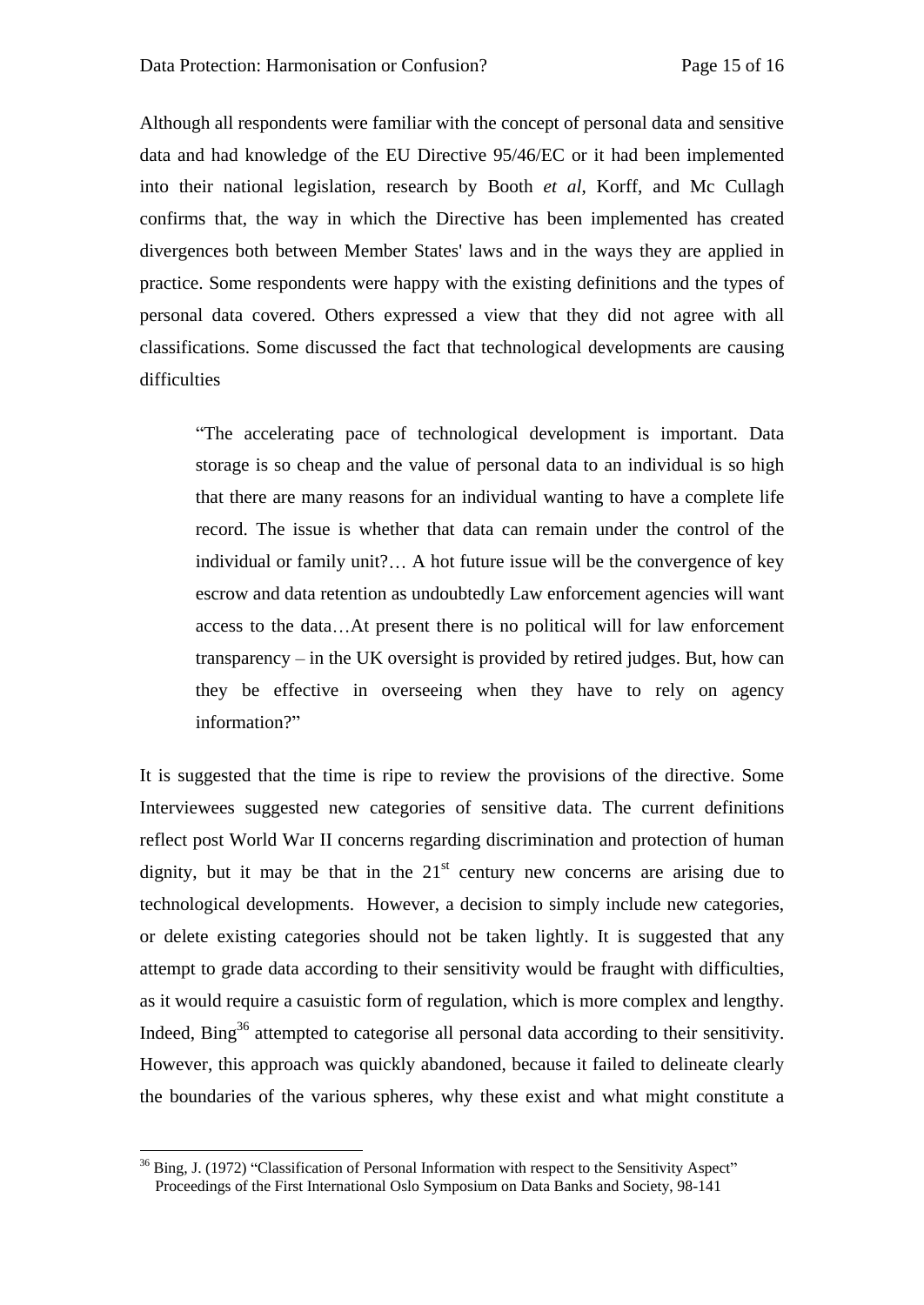Although all respondents were familiar with the concept of personal data and sensitive data and had knowledge of the EU Directive 95/46/EC or it had been implemented into their national legislation, research by Booth *et al*, Korff, and Mc Cullagh confirms that, the way in which the Directive has been implemented has created divergences both between Member States' laws and in the ways they are applied in practice. Some respondents were happy with the existing definitions and the types of personal data covered. Others expressed a view that they did not agree with all classifications. Some discussed the fact that technological developments are causing difficulties

> "The accelerating pace of technological development is important. Data storage is so cheap and the value of personal data to an individual is so high that there are many reasons for an individual wanting to have a complete life record. The issue is whether that data can remain under the control of the individual or family unit?… A hot future issue will be the convergence of key escrow and data retention as undoubtedly Law enforcement agencies will want access to the data…At present there is no political will for law enforcement transparency – in the UK oversight is provided by retired judges. But, how can they be effective in overseeing when they have to rely on agency information?"

It is suggested that the time is ripe to review the provisions of the directive. Some Interviewees suggested new categories of sensitive data. The current definitions reflect post World War II concerns regarding discrimination and protection of human dignity, but it may be that in the 21st century new concerns are arising due to technological developments. However, a decision to simply include new categories, or delete existing categories should not be taken lightly. It is suggested that any attempt to grade data according to their sensitivity would be fraught with difficulties, as it would require a casuistic form of regulation, which is more complex and lengthy. Indeed, Bing[36] attempted to categorise all personal data according to their sensitivity. However, this approach was quickly abandoned, because it failed to delineate clearly the boundaries of the various spheres, why these exist and what might constitute a

---

[36] Bing, J. (1972) "Classification of Personal Information with respect to the Sensitivity Aspect" Proceedings of the First International Oslo Symposium on Data Banks and Society, 98-141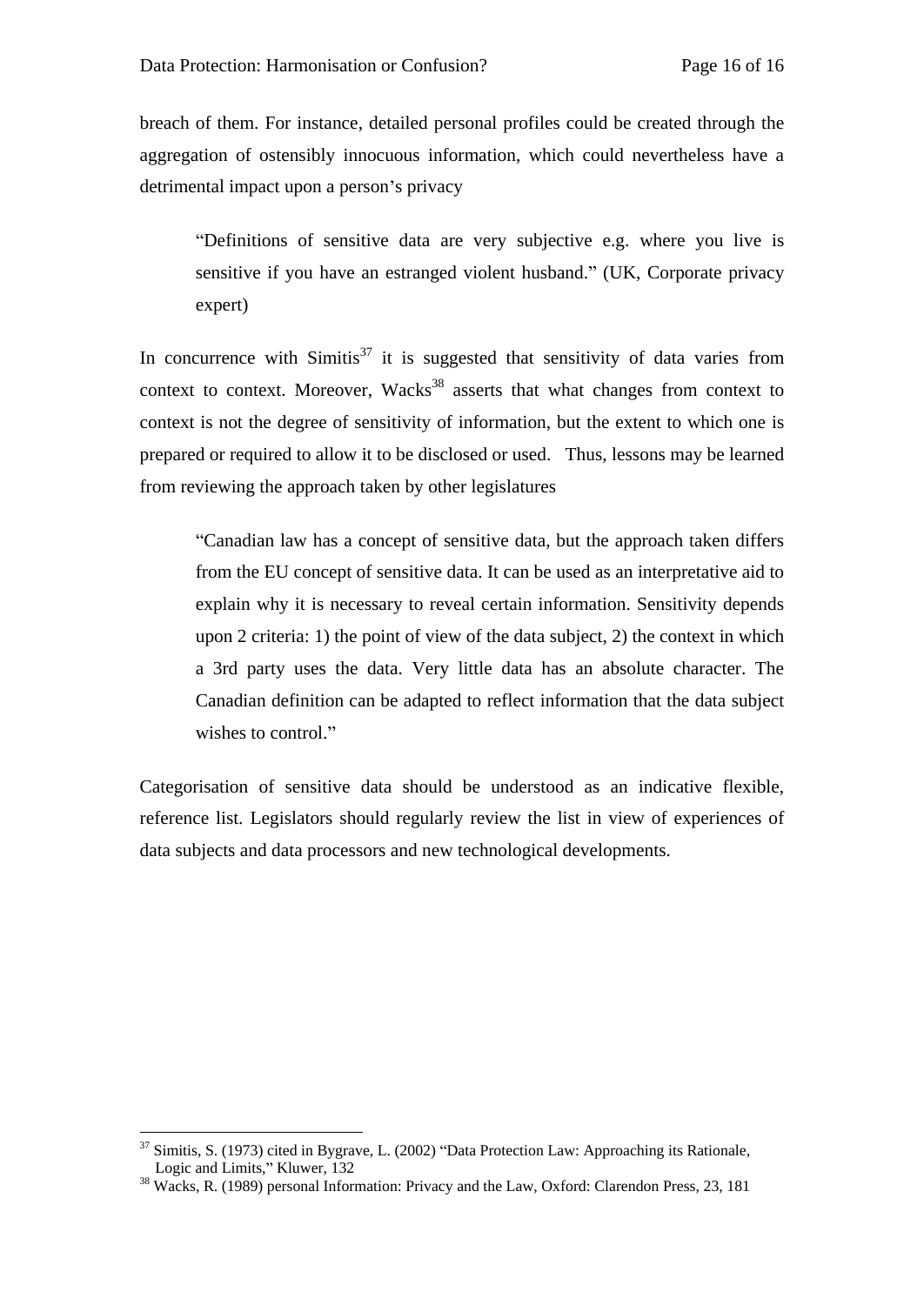breach of them. For instance, detailed personal profiles could be created through the aggregation of ostensibly innocuous information, which could nevertheless have a detrimental impact upon a person's privacy

> "Definitions of sensitive data are very subjective e.g. where you live is sensitive if you have an estranged violent husband." (UK, Corporate privacy expert)

In concurrence with Simitis[37] it is suggested that sensitivity of data varies from context to context. Moreover, Wacks[38] asserts that what changes from context to context is not the degree of sensitivity of information, but the extent to which one is prepared or required to allow it to be disclosed or used. Thus, lessons may be learned from reviewing the approach taken by other legislatures

> "Canadian law has a concept of sensitive data, but the approach taken differs from the EU concept of sensitive data. It can be used as an interpretative aid to explain why it is necessary to reveal certain information. Sensitivity depends upon 2 criteria: 1) the point of view of the data subject, 2) the context in which a 3rd party uses the data. Very little data has an absolute character. The Canadian definition can be adapted to reflect information that the data subject wishes to control."

Categorisation of sensitive data should be understood as an indicative flexible, reference list. Legislators should regularly review the list in view of experiences of data subjects and data processors and new technological developments.

---

[37] Simitis, S. (1973) cited in Bygrave, L. (2002) "Data Protection Law: Approaching its Rationale, Logic and Limits," Kluwer, 132

[38] Wacks, R. (1989) personal Information: Privacy and the Law, Oxford: Clarendon Press, 23, 181